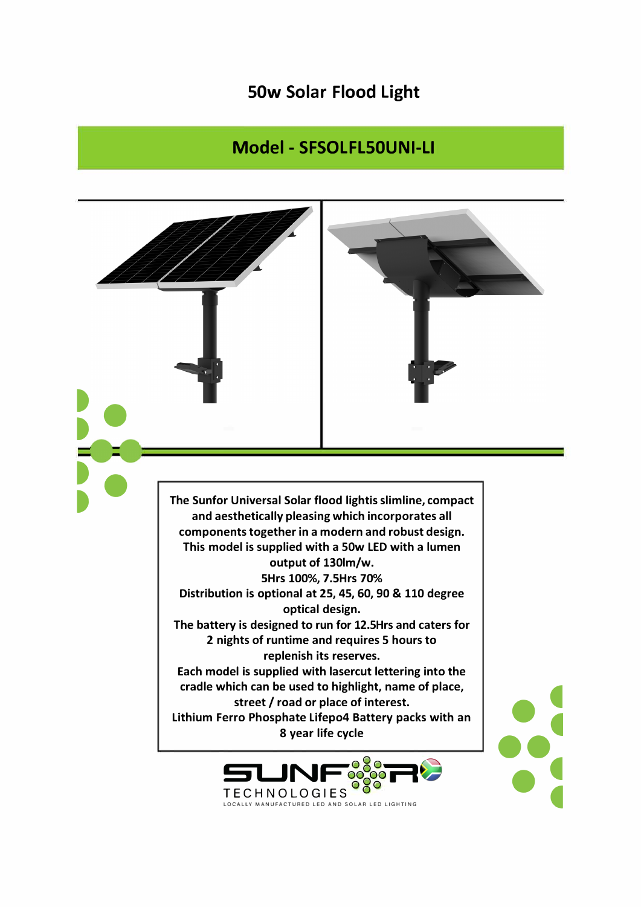# 50w Solar Flood Light

## Model - SFSOLFL50UNI-LI

The Sunfor Universal Solar flood lightis slimline, compact and aesthetically pleasing which incorporates all components together in a modern and robust design.
This model is supplied with a 50w LED with a lumen output of 130lm/w.
5Hrs 100%, 7.5Hrs 70%
Distribution is optional at 25, 45, 60, 90 & 110 degree optical design.
The battery is designed to run for 12.5Hrs and caters for 2 nights of runtime and requires 5 hours to replenish its reserves.
Each model is supplied with lasercut lettering into the cradle which can be used to highlight, name of place, street / road or place of interest.
Lithium Ferro Phosphate Lifepo4 Battery packs with an 8 year life cycle

SUNFOR TECHNOLOGIES
LOCALLY MANUFACTURED LED AND SOLAR LED LIGHTING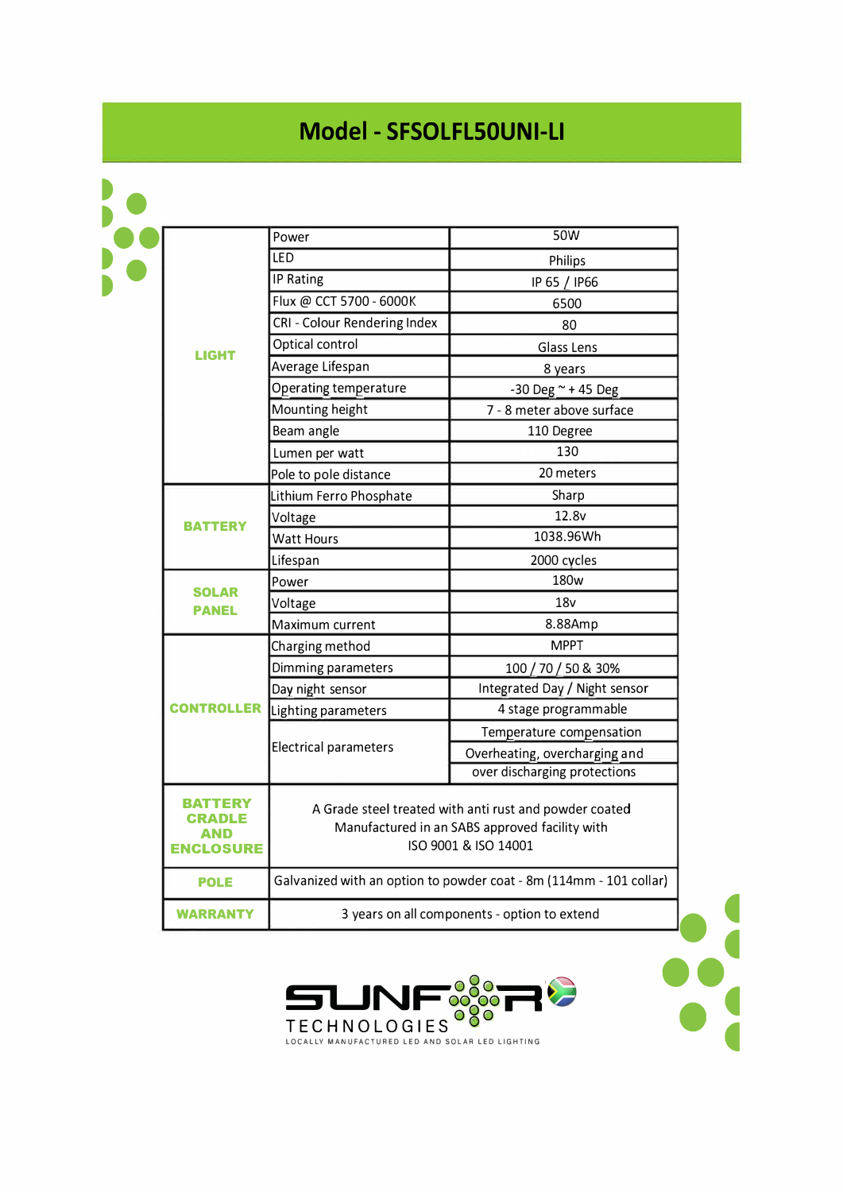# Model - SFSOLFL50UNI-LI

| | | |
|---|---|---|
| LIGHT | Power | 50W |
| | LED | Philips |
| | IP Rating | IP 65 / IP66 |
| | Flux @ CCT 5700 - 6000K | 6500 |
| | CRI - Colour Rendering Index | 80 |
| | Optical control | Glass Lens |
| | Average Lifespan | 8 years |
| | Operating temperature | -30 Deg ~ + 45 Deg |
| | Mounting height | 7 - 8 meter above surface |
| | Beam angle | 110 Degree |
| | Lumen per watt | 130 |
| | Pole to pole distance | 20 meters |
| BATTERY | Lithium Ferro Phosphate | Sharp |
| | Voltage | 12.8v |
| | Watt Hours | 1038.96Wh |
| | Lifespan | 2000 cycles |
| SOLAR PANEL | Power | 180w |
| | Voltage | 18v |
| | Maximum current | 8.88Amp |
| CONTROLLER | Charging method | MPPT |
| | Dimming parameters | 100 / 70 / 50 & 30% |
| | Day night sensor | Integrated Day / Night sensor |
| | Lighting parameters | 4 stage programmable |
| | Electrical parameters | Temperature compensation |
| | | Overheating, overcharging and over discharging protections |
| BATTERY CRADLE AND ENCLOSURE | A Grade steel treated with anti rust and powder coated Manufactured in an SABS approved facility with ISO 9001 & ISO 14001 | |
| POLE | Galvanized with an option to powder coat - 8m (114mm - 101 collar) | |
| WARRANTY | 3 years on all components - option to extend | |

SUNFOR TECHNOLOGIES

LOCALLY MANUFACTURED LED AND SOLAR LED LIGHTING